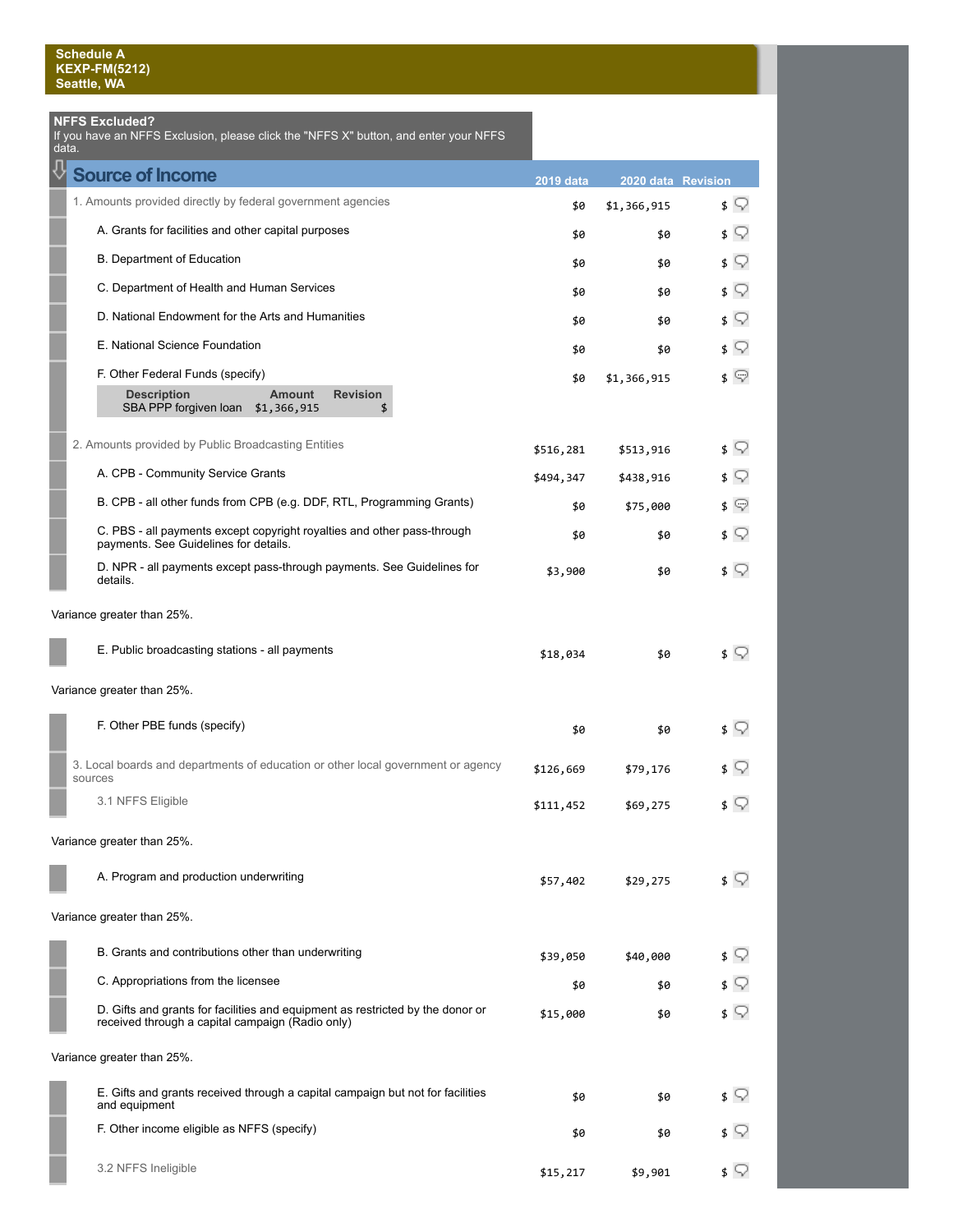**Schedule A**
**KEXP-FM(5212)**
**Seattle, WA**

**NFFS Excluded?**
If you have an NFFS Exclusion, please click the "NFFS X" button, and enter your NFFS data.

## Source of Income

| | 2019 data | 2020 data | Revision |
|---|---|---|---|
| 1. Amounts provided directly by federal government agencies | $0 | $1,366,915 | $ |
| A. Grants for facilities and other capital purposes | $0 | $0 | $ |
| B. Department of Education | $0 | $0 | $ |
| C. Department of Health and Human Services | $0 | $0 | $ |
| D. National Endowment for the Arts and Humanities | $0 | $0 | $ |
| E. National Science Foundation | $0 | $0 | $ |
| F. Other Federal Funds (specify) | $0 | $1,366,915 | $ |

| Description | Amount | Revision |
|---|---|---|
| SBA PPP forgiven loan | $1,366,915 | $ |

| | 2019 data | 2020 data | Revision |
|---|---|---|---|
| 2. Amounts provided by Public Broadcasting Entities | $516,281 | $513,916 | $ |
| A. CPB - Community Service Grants | $494,347 | $438,916 | $ |
| B. CPB - all other funds from CPB (e.g. DDF, RTL, Programming Grants) | $0 | $75,000 | $ |
| C. PBS - all payments except copyright royalties and other pass-through payments. See Guidelines for details. | $0 | $0 | $ |
| D. NPR - all payments except pass-through payments. See Guidelines for details. | $3,900 | $0 | $ |

Variance greater than 25%.

| | 2019 data | 2020 data | Revision |
|---|---|---|---|
| E. Public broadcasting stations - all payments | $18,034 | $0 | $ |

Variance greater than 25%.

| | 2019 data | 2020 data | Revision |
|---|---|---|---|
| F. Other PBE funds (specify) | $0 | $0 | $ |
| 3. Local boards and departments of education or other local government or agency sources | $126,669 | $79,176 | $ |
| 3.1 NFFS Eligible | $111,452 | $69,275 | $ |

Variance greater than 25%.

| | 2019 data | 2020 data | Revision |
|---|---|---|---|
| A. Program and production underwriting | $57,402 | $29,275 | $ |

Variance greater than 25%.

| | 2019 data | 2020 data | Revision |
|---|---|---|---|
| B. Grants and contributions other than underwriting | $39,050 | $40,000 | $ |
| C. Appropriations from the licensee | $0 | $0 | $ |
| D. Gifts and grants for facilities and equipment as restricted by the donor or received through a capital campaign (Radio only) | $15,000 | $0 | $ |

Variance greater than 25%.

| | 2019 data | 2020 data | Revision |
|---|---|---|---|
| E. Gifts and grants received through a capital campaign but not for facilities and equipment | $0 | $0 | $ |
| F. Other income eligible as NFFS (specify) | $0 | $0 | $ |
| 3.2 NFFS Ineligible | $15,217 | $9,901 | $ |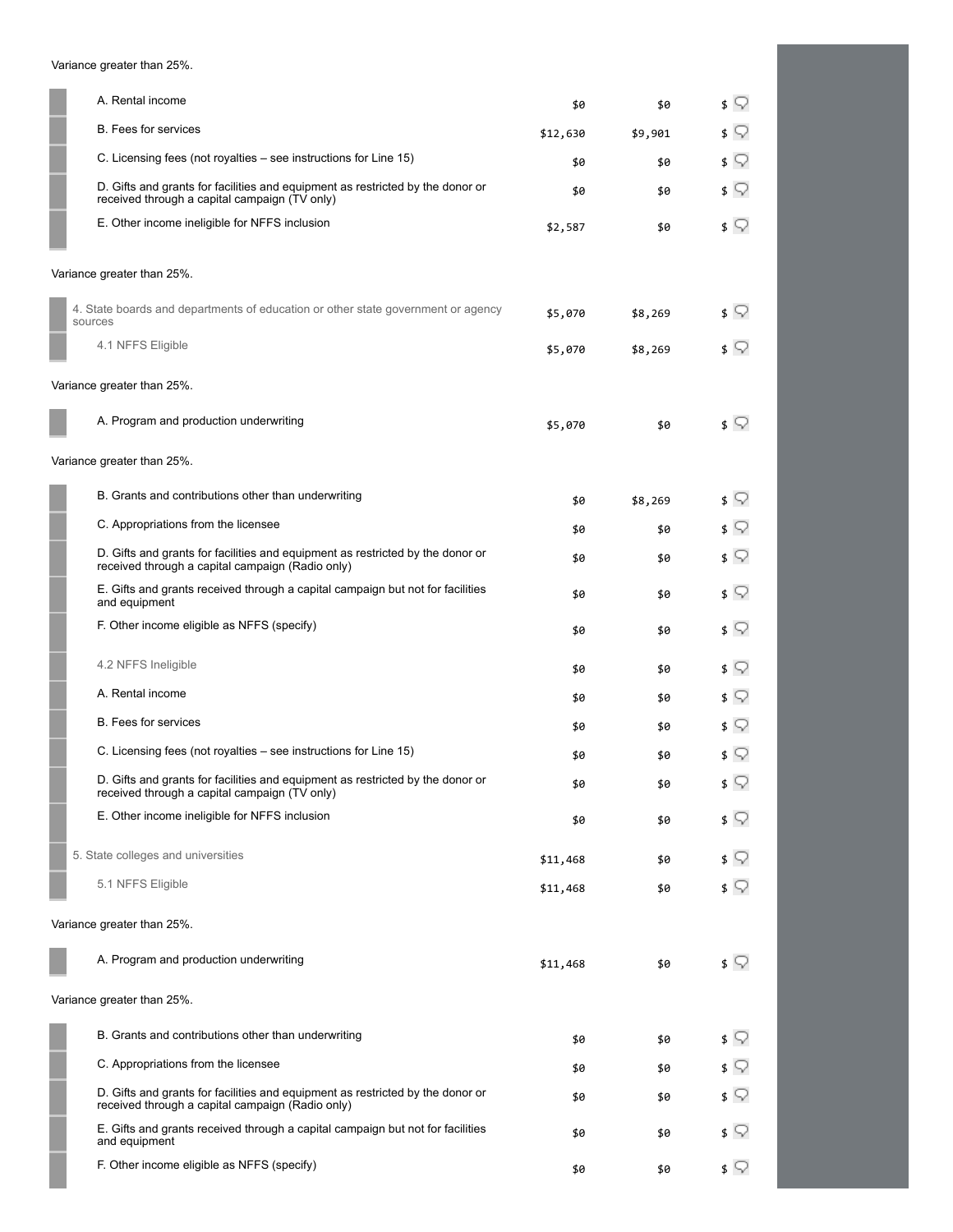Variance greater than 25%.

| | | | |
|---|---|---|---|
| A. Rental income | $0 | $0 | $ |
| B. Fees for services | $12,630 | $9,901 | $ |
| C. Licensing fees (not royalties – see instructions for Line 15) | $0 | $0 | $ |
| D. Gifts and grants for facilities and equipment as restricted by the donor or received through a capital campaign (TV only) | $0 | $0 | $ |
| E. Other income ineligible for NFFS inclusion | $2,587 | $0 | $ |

Variance greater than 25%.

| | | | |
|---|---|---|---|
| 4. State boards and departments of education or other state government or agency sources | $5,070 | $8,269 | $ |
| 4.1 NFFS Eligible | $5,070 | $8,269 | $ |

Variance greater than 25%.

| | | | |
|---|---|---|---|
| A. Program and production underwriting | $5,070 | $0 | $ |

Variance greater than 25%.

| | | | |
|---|---|---|---|
| B. Grants and contributions other than underwriting | $0 | $8,269 | $ |
| C. Appropriations from the licensee | $0 | $0 | $ |
| D. Gifts and grants for facilities and equipment as restricted by the donor or received through a capital campaign (Radio only) | $0 | $0 | $ |
| E. Gifts and grants received through a capital campaign but not for facilities and equipment | $0 | $0 | $ |
| F. Other income eligible as NFFS (specify) | $0 | $0 | $ |
| 4.2 NFFS Ineligible | $0 | $0 | $ |
| A. Rental income | $0 | $0 | $ |
| B. Fees for services | $0 | $0 | $ |
| C. Licensing fees (not royalties – see instructions for Line 15) | $0 | $0 | $ |
| D. Gifts and grants for facilities and equipment as restricted by the donor or received through a capital campaign (TV only) | $0 | $0 | $ |
| E. Other income ineligible for NFFS inclusion | $0 | $0 | $ |
| 5. State colleges and universities | $11,468 | $0 | $ |
| 5.1 NFFS Eligible | $11,468 | $0 | $ |

Variance greater than 25%.

| | | | |
|---|---|---|---|
| A. Program and production underwriting | $11,468 | $0 | $ |

Variance greater than 25%.

| | | | |
|---|---|---|---|
| B. Grants and contributions other than underwriting | $0 | $0 | $ |
| C. Appropriations from the licensee | $0 | $0 | $ |
| D. Gifts and grants for facilities and equipment as restricted by the donor or received through a capital campaign (Radio only) | $0 | $0 | $ |
| E. Gifts and grants received through a capital campaign but not for facilities and equipment | $0 | $0 | $ |
| F. Other income eligible as NFFS (specify) | $0 | $0 | $ |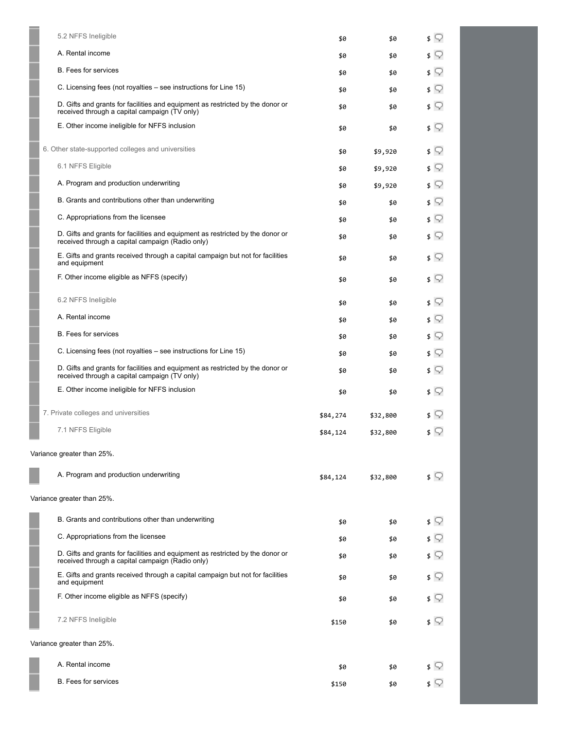| | | | |
|---|---|---|---|
| 5.2 NFFS Ineligible | $0 | $0 | $ |
| A. Rental income | $0 | $0 | $ |
| B. Fees for services | $0 | $0 | $ |
| C. Licensing fees (not royalties – see instructions for Line 15) | $0 | $0 | $ |
| D. Gifts and grants for facilities and equipment as restricted by the donor or received through a capital campaign (TV only) | $0 | $0 | $ |
| E. Other income ineligible for NFFS inclusion | $0 | $0 | $ |
| 6. Other state-supported colleges and universities | $0 | $9,920 | $ |
| 6.1 NFFS Eligible | $0 | $9,920 | $ |
| A. Program and production underwriting | $0 | $9,920 | $ |
| B. Grants and contributions other than underwriting | $0 | $0 | $ |
| C. Appropriations from the licensee | $0 | $0 | $ |
| D. Gifts and grants for facilities and equipment as restricted by the donor or received through a capital campaign (Radio only) | $0 | $0 | $ |
| E. Gifts and grants received through a capital campaign but not for facilities and equipment | $0 | $0 | $ |
| F. Other income eligible as NFFS (specify) | $0 | $0 | $ |
| 6.2 NFFS Ineligible | $0 | $0 | $ |
| A. Rental income | $0 | $0 | $ |
| B. Fees for services | $0 | $0 | $ |
| C. Licensing fees (not royalties – see instructions for Line 15) | $0 | $0 | $ |
| D. Gifts and grants for facilities and equipment as restricted by the donor or received through a capital campaign (TV only) | $0 | $0 | $ |
| E. Other income ineligible for NFFS inclusion | $0 | $0 | $ |
| 7. Private colleges and universities | $84,274 | $32,800 | $ |
| 7.1 NFFS Eligible | $84,124 | $32,800 | $ |

Variance greater than 25%.

| | | | |
|---|---|---|---|
| A. Program and production underwriting | $84,124 | $32,800 | $ |

Variance greater than 25%.

| | | | |
|---|---|---|---|
| B. Grants and contributions other than underwriting | $0 | $0 | $ |
| C. Appropriations from the licensee | $0 | $0 | $ |
| D. Gifts and grants for facilities and equipment as restricted by the donor or received through a capital campaign (Radio only) | $0 | $0 | $ |
| E. Gifts and grants received through a capital campaign but not for facilities and equipment | $0 | $0 | $ |
| F. Other income eligible as NFFS (specify) | $0 | $0 | $ |
| 7.2 NFFS Ineligible | $150 | $0 | $ |

Variance greater than 25%.

| | | | |
|---|---|---|---|
| A. Rental income | $0 | $0 | $ |
| B. Fees for services | $150 | $0 | $ |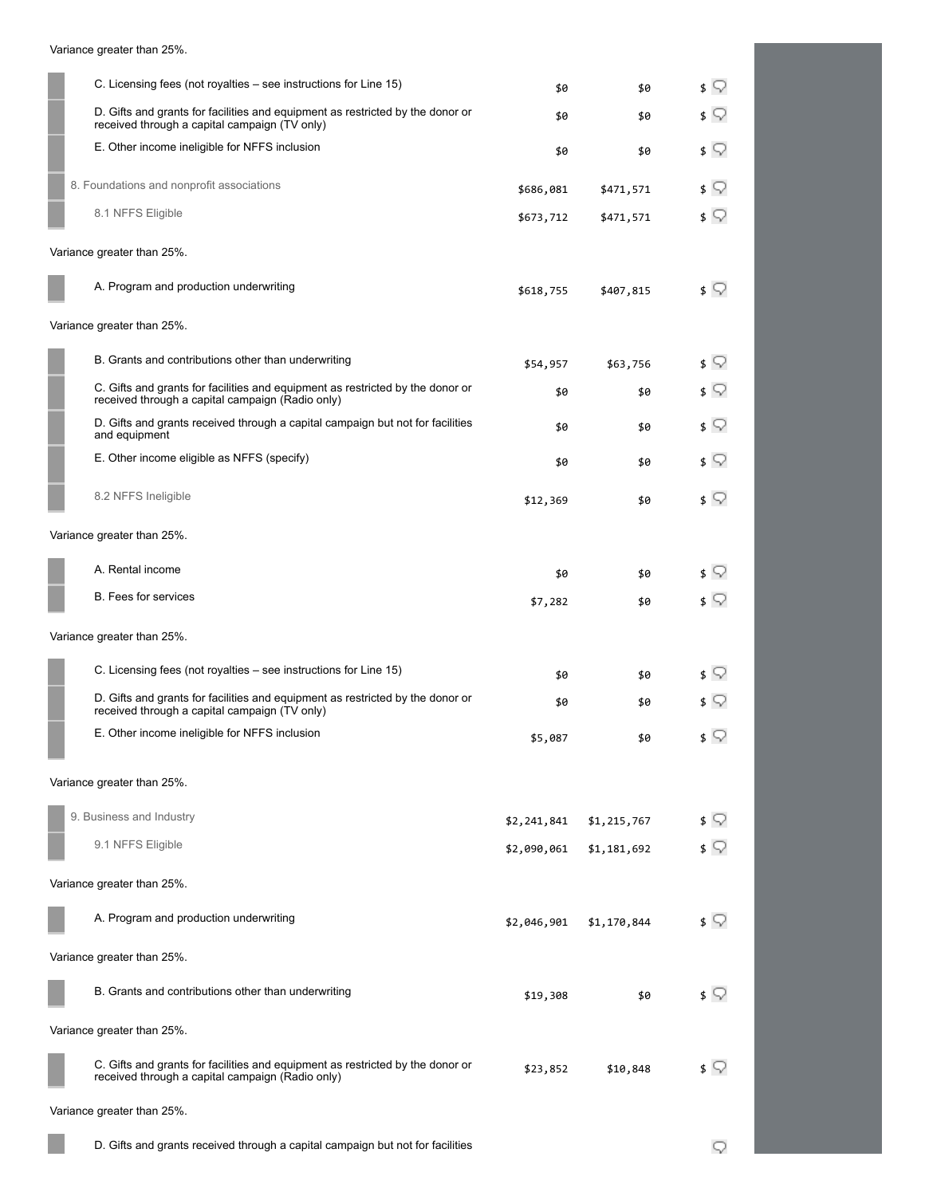Variance greater than 25%.

| | | | |
|---|---|---|---|
| C. Licensing fees (not royalties – see instructions for Line 15) | $0 | $0 | $ |
| D. Gifts and grants for facilities and equipment as restricted by the donor or received through a capital campaign (TV only) | $0 | $0 | $ |
| E. Other income ineligible for NFFS inclusion | $0 | $0 | $ |
| 8. Foundations and nonprofit associations | $686,081 | $471,571 | $ |
| 8.1 NFFS Eligible | $673,712 | $471,571 | $ |

Variance greater than 25%.

| | | | |
|---|---|---|---|
| A. Program and production underwriting | $618,755 | $407,815 | $ |

Variance greater than 25%.

| | | | |
|---|---|---|---|
| B. Grants and contributions other than underwriting | $54,957 | $63,756 | $ |
| C. Gifts and grants for facilities and equipment as restricted by the donor or received through a capital campaign (Radio only) | $0 | $0 | $ |
| D. Gifts and grants received through a capital campaign but not for facilities and equipment | $0 | $0 | $ |
| E. Other income eligible as NFFS (specify) | $0 | $0 | $ |
| 8.2 NFFS Ineligible | $12,369 | $0 | $ |

Variance greater than 25%.

| | | | |
|---|---|---|---|
| A. Rental income | $0 | $0 | $ |
| B. Fees for services | $7,282 | $0 | $ |

Variance greater than 25%.

| | | | |
|---|---|---|---|
| C. Licensing fees (not royalties – see instructions for Line 15) | $0 | $0 | $ |
| D. Gifts and grants for facilities and equipment as restricted by the donor or received through a capital campaign (TV only) | $0 | $0 | $ |
| E. Other income ineligible for NFFS inclusion | $5,087 | $0 | $ |

Variance greater than 25%.

| | | | |
|---|---|---|---|
| 9. Business and Industry | $2,241,841 | $1,215,767 | $ |
| 9.1 NFFS Eligible | $2,090,061 | $1,181,692 | $ |

Variance greater than 25%.

| | | | |
|---|---|---|---|
| A. Program and production underwriting | $2,046,901 | $1,170,844 | $ |

Variance greater than 25%.

| | | | |
|---|---|---|---|
| B. Grants and contributions other than underwriting | $19,308 | $0 | $ |

Variance greater than 25%.

| | | | |
|---|---|---|---|
| C. Gifts and grants for facilities and equipment as restricted by the donor or received through a capital campaign (Radio only) | $23,852 | $10,848 | $ |

Variance greater than 25%.

D. Gifts and grants received through a capital campaign but not for facilities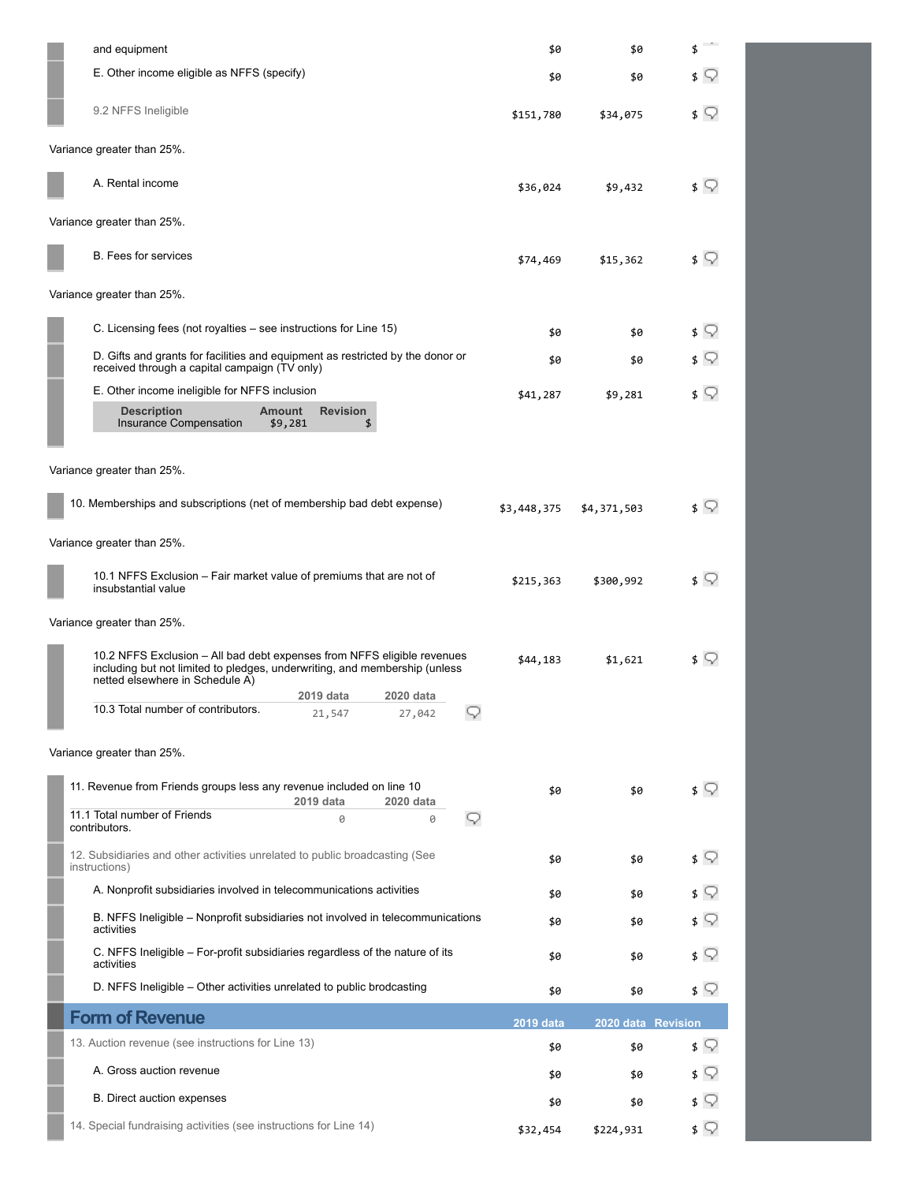| | 2019 data | 2020 data | Revision |
|---|---|---|---|
| and equipment | $0 | $0 | $ |
| E. Other income eligible as NFFS (specify) | $0 | $0 | $ |
| 9.2 NFFS Ineligible | $151,780 | $34,075 | $ |

Variance greater than 25%.

| | 2019 data | 2020 data | Revision |
|---|---|---|---|
| A. Rental income | $36,024 | $9,432 | $ |

Variance greater than 25%.

| | 2019 data | 2020 data | Revision |
|---|---|---|---|
| B. Fees for services | $74,469 | $15,362 | $ |

Variance greater than 25%.

| | 2019 data | 2020 data | Revision |
|---|---|---|---|
| C. Licensing fees (not royalties – see instructions for Line 15) | $0 | $0 | $ |
| D. Gifts and grants for facilities and equipment as restricted by the donor or received through a capital campaign (TV only) | $0 | $0 | $ |
| E. Other income ineligible for NFFS inclusion | $41,287 | $9,281 | $ |

| Description | Amount | Revision |
|---|---|---|
| Insurance Compensation | $9,281 | $ |

Variance greater than 25%.

| | 2019 data | 2020 data | Revision |
|---|---|---|---|
| 10. Memberships and subscriptions (net of membership bad debt expense) | $3,448,375 | $4,371,503 | $ |

Variance greater than 25%.

| | 2019 data | 2020 data | Revision |
|---|---|---|---|
| 10.1 NFFS Exclusion – Fair market value of premiums that are not of insubstantial value | $215,363 | $300,992 | $ |

Variance greater than 25%.

| | 2019 data | 2020 data | Revision |
|---|---|---|---|
| 10.2 NFFS Exclusion – All bad debt expenses from NFFS eligible revenues including but not limited to pledges, underwriting, and membership (unless netted elsewhere in Schedule A) | $44,183 | $1,621 | $ |

| | 2019 data | 2020 data |
|---|---|---|
| 10.3 Total number of contributors. | 21,547 | 27,042 |

Variance greater than 25%.

| | 2019 data | 2020 data | Revision |
|---|---|---|---|
| 11. Revenue from Friends groups less any revenue included on line 10 | $0 | $0 | $ |

| | 2019 data | 2020 data |
|---|---|---|
| 11.1 Total number of Friends contributors. | 0 | 0 |

| | 2019 data | 2020 data | Revision |
|---|---|---|---|
| 12. Subsidiaries and other activities unrelated to public broadcasting (See instructions) | $0 | $0 | $ |
| A. Nonprofit subsidiaries involved in telecommunications activities | $0 | $0 | $ |
| B. NFFS Ineligible – Nonprofit subsidiaries not involved in telecommunications activities | $0 | $0 | $ |
| C. NFFS Ineligible – For-profit subsidiaries regardless of the nature of its activities | $0 | $0 | $ |
| D. NFFS Ineligible – Other activities unrelated to public brodcasting | $0 | $0 | $ |

## Form of Revenue

| Form of Revenue | 2019 data | 2020 data | Revision |
|---|---|---|---|
| 13. Auction revenue (see instructions for Line 13) | $0 | $0 | $ |
| A. Gross auction revenue | $0 | $0 | $ |
| B. Direct auction expenses | $0 | $0 | $ |
| 14. Special fundraising activities (see instructions for Line 14) | $32,454 | $224,931 | $ |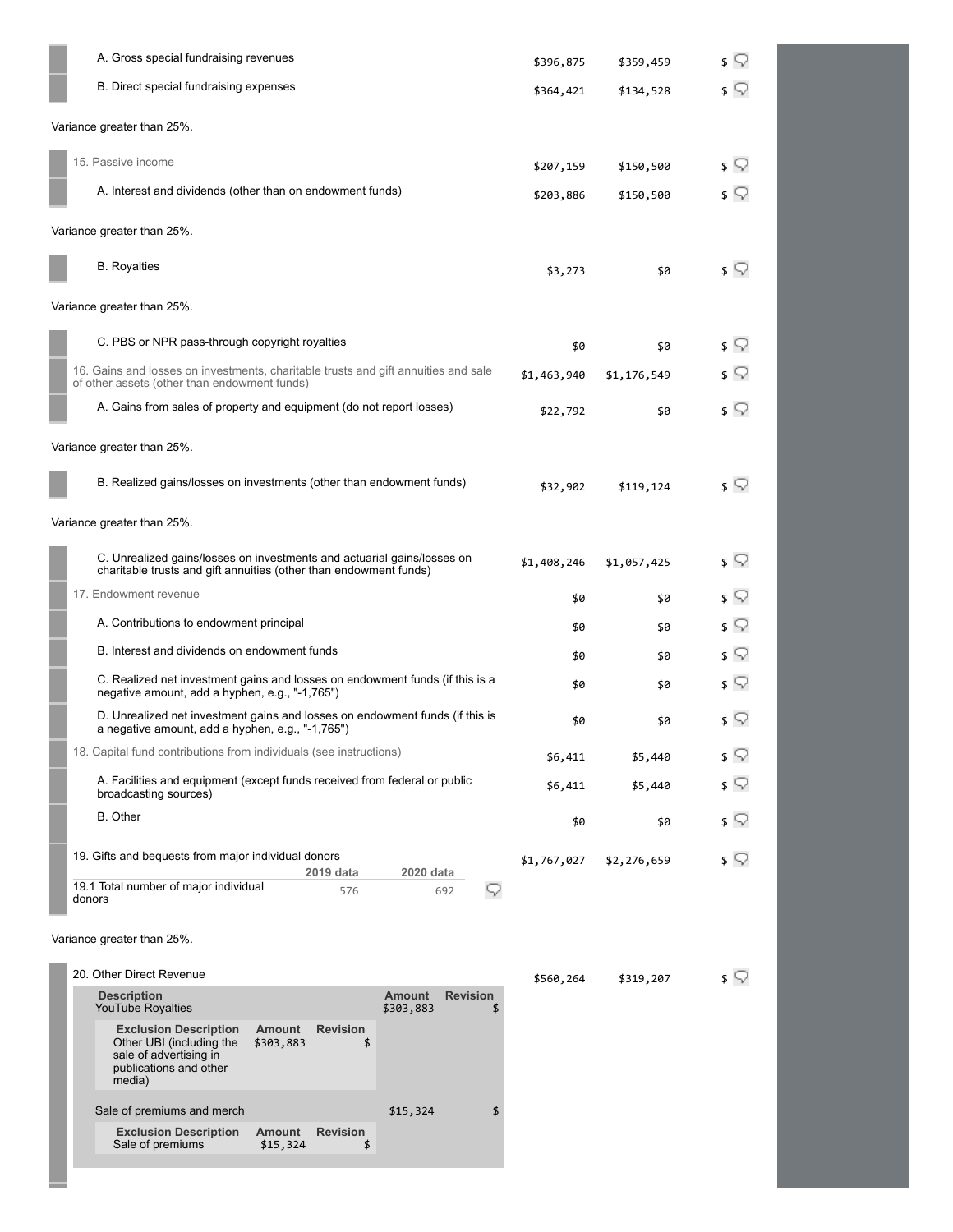| Item | | | |
|---|---|---|---|
| A. Gross special fundraising revenues | $396,875 | $359,459 | $ |
| B. Direct special fundraising expenses | $364,421 | $134,528 | $ |

Variance greater than 25%.

| Item | | | |
|---|---|---|---|
| 15. Passive income | $207,159 | $150,500 | $ |
| A. Interest and dividends (other than on endowment funds) | $203,886 | $150,500 | $ |

Variance greater than 25%.

| Item | | | |
|---|---|---|---|
| B. Royalties | $3,273 | $0 | $ |

Variance greater than 25%.

| Item | | | |
|---|---|---|---|
| C. PBS or NPR pass-through copyright royalties | $0 | $0 | $ |
| 16. Gains and losses on investments, charitable trusts and gift annuities and sale of other assets (other than endowment funds) | $1,463,940 | $1,176,549 | $ |
| A. Gains from sales of property and equipment (do not report losses) | $22,792 | $0 | $ |

Variance greater than 25%.

| Item | | | |
|---|---|---|---|
| B. Realized gains/losses on investments (other than endowment funds) | $32,902 | $119,124 | $ |

Variance greater than 25%.

| Item | | | |
|---|---|---|---|
| C. Unrealized gains/losses on investments and actuarial gains/losses on charitable trusts and gift annuities (other than endowment funds) | $1,408,246 | $1,057,425 | $ |
| 17. Endowment revenue | $0 | $0 | $ |
| A. Contributions to endowment principal | $0 | $0 | $ |
| B. Interest and dividends on endowment funds | $0 | $0 | $ |
| C. Realized net investment gains and losses on endowment funds (if this is a negative amount, add a hyphen, e.g., "-1,765") | $0 | $0 | $ |
| D. Unrealized net investment gains and losses on endowment funds (if this is a negative amount, add a hyphen, e.g., "-1,765") | $0 | $0 | $ |
| 18. Capital fund contributions from individuals (see instructions) | $6,411 | $5,440 | $ |
| A. Facilities and equipment (except funds received from federal or public broadcasting sources) | $6,411 | $5,440 | $ |
| B. Other | $0 | $0 | $ |
| 19. Gifts and bequests from major individual donors | $1,767,027 | $2,276,659 | $ |

| | 2019 data | 2020 data |
|---|---|---|
| 19.1 Total number of major individual donors | 576 | 692 |

Variance greater than 25%.

| Item | | | |
|---|---|---|---|
| 20. Other Direct Revenue | $560,264 | $319,207 | $ |

| Description | Amount | Revision |
|---|---|---|
| YouTube Royalties | $303,883 | $ |

| Exclusion Description | Amount | Revision |
|---|---|---|
| Other UBI (including the sale of advertising in publications and other media) | $303,883 | $ |

| Description | Amount | Revision |
|---|---|---|
| Sale of premiums and merch | $15,324 | $ |

| Exclusion Description | Amount | Revision |
|---|---|---|
| Sale of premiums | $15,324 | $ |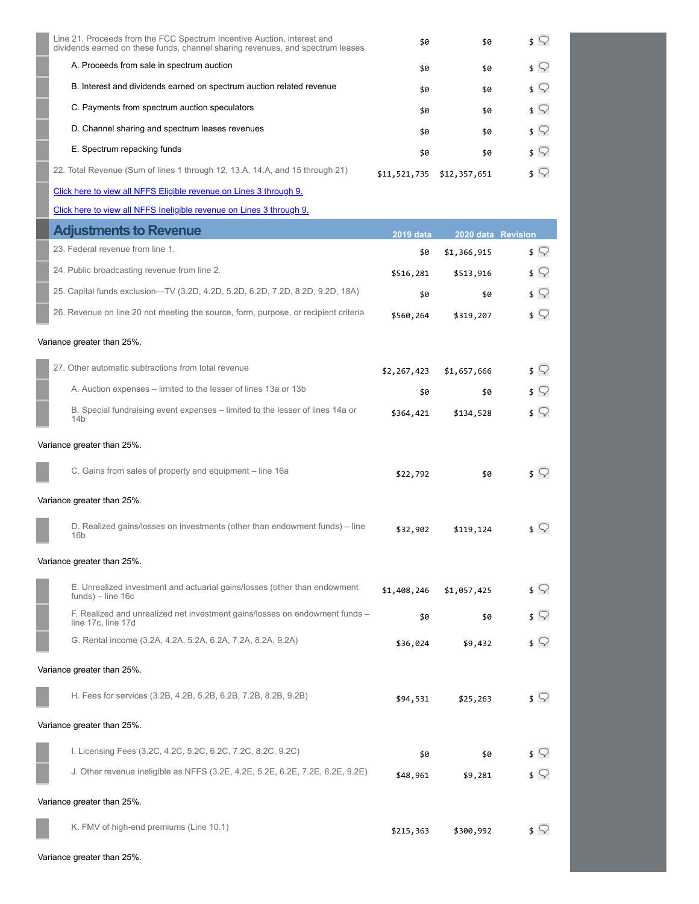| | | | |
|---|---|---|---|
| Line 21. Proceeds from the FCC Spectrum Incentive Auction, interest and dividends earned on these funds, channel sharing revenues, and spectrum leases | $0 | $0 | $ |
| A. Proceeds from sale in spectrum auction | $0 | $0 | $ |
| B. Interest and dividends earned on spectrum auction related revenue | $0 | $0 | $ |
| C. Payments from spectrum auction speculators | $0 | $0 | $ |
| D. Channel sharing and spectrum leases revenues | $0 | $0 | $ |
| E. Spectrum repacking funds | $0 | $0 | $ |
| 22. Total Revenue (Sum of lines 1 through 12, 13.A, 14.A, and 15 through 21) | $11,521,735 | $12,357,651 | $ |

Click here to view all NFFS Eligible revenue on Lines 3 through 9.

Click here to view all NFFS Ineligible revenue on Lines 3 through 9.

## Adjustments to Revenue

| | 2019 data | 2020 data | Revision |
|---|---|---|---|
| 23. Federal revenue from line 1. | $0 | $1,366,915 | $ |
| 24. Public broadcasting revenue from line 2. | $516,281 | $513,916 | $ |
| 25. Capital funds exclusion—TV (3.2D, 4.2D, 5.2D, 6.2D, 7.2D, 8.2D, 9.2D, 18A) | $0 | $0 | $ |
| 26. Revenue on line 20 not meeting the source, form, purpose, or recipient criteria | $560,264 | $319,207 | $ |

Variance greater than 25%.

| | 2019 data | 2020 data | Revision |
|---|---|---|---|
| 27. Other automatic subtractions from total revenue | $2,267,423 | $1,657,666 | $ |
| A. Auction expenses – limited to the lesser of lines 13a or 13b | $0 | $0 | $ |
| B. Special fundraising event expenses – limited to the lesser of lines 14a or 14b | $364,421 | $134,528 | $ |

Variance greater than 25%.

| | 2019 data | 2020 data | Revision |
|---|---|---|---|
| C. Gains from sales of property and equipment – line 16a | $22,792 | $0 | $ |

Variance greater than 25%.

| | 2019 data | 2020 data | Revision |
|---|---|---|---|
| D. Realized gains/losses on investments (other than endowment funds) – line 16b | $32,902 | $119,124 | $ |

Variance greater than 25%.

| | 2019 data | 2020 data | Revision |
|---|---|---|---|
| E. Unrealized investment and actuarial gains/losses (other than endowment funds) – line 16c | $1,408,246 | $1,057,425 | $ |
| F. Realized and unrealized net investment gains/losses on endowment funds – line 17c, line 17d | $0 | $0 | $ |
| G. Rental income (3.2A, 4.2A, 5.2A, 6.2A, 7.2A, 8.2A, 9.2A) | $36,024 | $9,432 | $ |

Variance greater than 25%.

| | 2019 data | 2020 data | Revision |
|---|---|---|---|
| H. Fees for services (3.2B, 4.2B, 5.2B, 6.2B, 7.2B, 8.2B, 9.2B) | $94,531 | $25,263 | $ |

Variance greater than 25%.

| | 2019 data | 2020 data | Revision |
|---|---|---|---|
| I. Licensing Fees (3.2C, 4.2C, 5.2C, 6.2C, 7.2C, 8.2C, 9.2C) | $0 | $0 | $ |
| J. Other revenue ineligible as NFFS (3.2E, 4.2E, 5.2E, 6.2E, 7.2E, 8.2E, 9.2E) | $48,961 | $9,281 | $ |

Variance greater than 25%.

| | 2019 data | 2020 data | Revision |
|---|---|---|---|
| K. FMV of high-end premiums (Line 10.1) | $215,363 | $300,992 | $ |

Variance greater than 25%.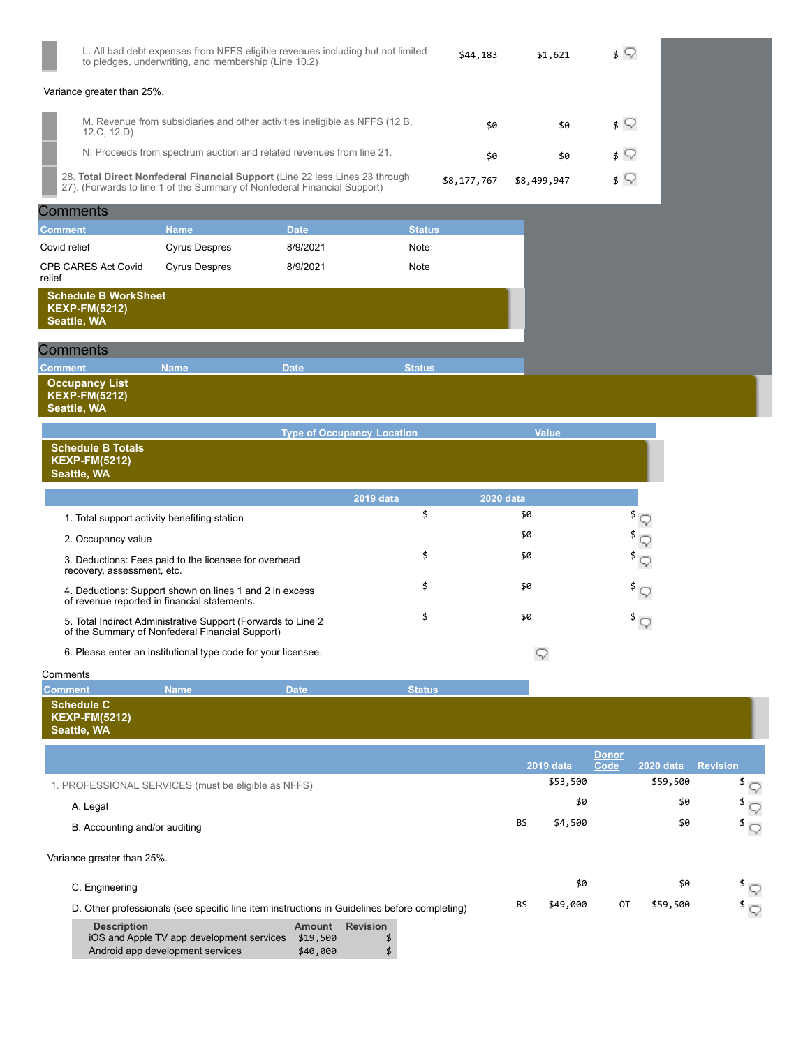| | 2019 data | 2020 data | Revision |
|---|---|---|---|
| L. All bad debt expenses from NFFS eligible revenues including but not limited to pledges, underwriting, and membership (Line 10.2) | $44,183 | $1,621 | $ |

Variance greater than 25%.

| | 2019 data | 2020 data | Revision |
|---|---|---|---|
| M. Revenue from subsidiaries and other activities ineligible as NFFS (12.B, 12.C, 12.D) | $0 | $0 | $ |
| N. Proceeds from spectrum auction and related revenues from line 21. | $0 | $0 | $ |
| 28. **Total Direct Nonfederal Financial Support** (Line 22 less Lines 23 through 27). (Forwards to line 1 of the Summary of Nonfederal Financial Support) | $8,177,767 | $8,499,947 | $ |

## Comments

| Comment | Name | Date | Status |
|---|---|---|---|
| Covid relief | Cyrus Despres | 8/9/2021 | Note |
| CPB CARES Act Covid relief | Cyrus Despres | 8/9/2021 | Note |

## Schedule B WorkSheet
**KEXP-FM(5212)**
**Seattle, WA**

## Comments

| Comment | Name | Date | Status |
|---|---|---|---|

## Occupancy List
**KEXP-FM(5212)**
**Seattle, WA**

| Type of Occupancy Location | Value |
|---|---|

## Schedule B Totals
**KEXP-FM(5212)**
**Seattle, WA**

| | 2019 data | 2020 data | Revision |
|---|---|---|---|
| 1. Total support activity benefiting station | $ | $0 | $ |
| 2. Occupancy value | | $0 | $ |
| 3. Deductions: Fees paid to the licensee for overhead recovery, assessment, etc. | $ | $0 | $ |
| 4. Deductions: Support shown on lines 1 and 2 in excess of revenue reported in financial statements. | $ | $0 | $ |
| 5. Total Indirect Administrative Support (Forwards to Line 2 of the Summary of Nonfederal Financial Support) | $ | $0 | $ |
| 6. Please enter an institutional type code for your licensee. | | | |

Comments

| Comment | Name | Date | Status |
|---|---|---|---|

## Schedule C
**KEXP-FM(5212)**
**Seattle, WA**

| | Donor Code | 2019 data | Donor Code | 2020 data | Revision |
|---|---|---|---|---|---|
| 1. PROFESSIONAL SERVICES (must be eligible as NFFS) | | $53,500 | | $59,500 | $ |
| A. Legal | | $0 | | $0 | $ |
| B. Accounting and/or auditing | BS | $4,500 | | $0 | $ |

Variance greater than 25%.

| | Donor Code | 2019 data | Donor Code | 2020 data | Revision |
|---|---|---|---|---|---|
| C. Engineering | | $0 | | $0 | $ |
| D. Other professionals (see specific line item instructions in Guidelines before completing) | BS | $49,000 | OT | $59,500 | $ |

| Description | Amount | Revision |
|---|---|---|
| iOS and Apple TV app development services | $19,500 | $ |
| Android app development services | $40,000 | $ |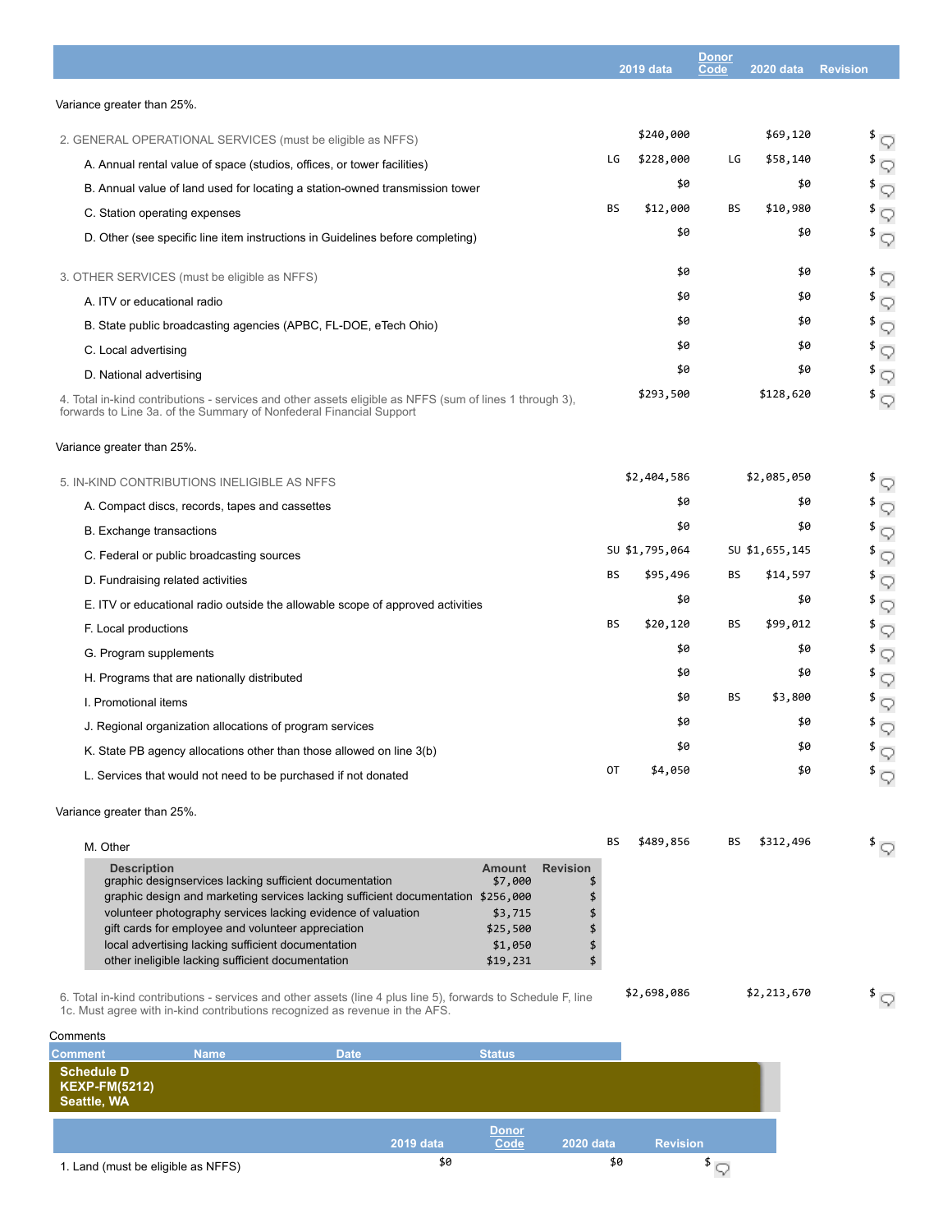| | | 2019 data | Donor Code | 2020 data | Revision |
|---|---|---|---|---|---|

Variance greater than 25%.

| | | 2019 data | Donor Code | 2020 data | Revision |
|---|---|---|---|---|---|
| 2. GENERAL OPERATIONAL SERVICES (must be eligible as NFFS) | | $240,000 | | $69,120 | $ |
| A. Annual rental value of space (studios, offices, or tower facilities) | LG | $228,000 | LG | $58,140 | $ |
| B. Annual value of land used for locating a station-owned transmission tower | | $0 | | $0 | $ |
| C. Station operating expenses | BS | $12,000 | BS | $10,980 | $ |
| D. Other (see specific line item instructions in Guidelines before completing) | | $0 | | $0 | $ |
| 3. OTHER SERVICES (must be eligible as NFFS) | | $0 | | $0 | $ |
| A. ITV or educational radio | | $0 | | $0 | $ |
| B. State public broadcasting agencies (APBC, FL-DOE, eTech Ohio) | | $0 | | $0 | $ |
| C. Local advertising | | $0 | | $0 | $ |
| D. National advertising | | $0 | | $0 | $ |
| 4. Total in-kind contributions - services and other assets eligible as NFFS (sum of lines 1 through 3), forwards to Line 3a. of the Summary of Nonfederal Financial Support | | $293,500 | | $128,620 | $ |

Variance greater than 25%.

| | | 2019 data | Donor Code | 2020 data | Revision |
|---|---|---|---|---|---|
| 5. IN-KIND CONTRIBUTIONS INELIGIBLE AS NFFS | | $2,404,586 | | $2,085,050 | $ |
| A. Compact discs, records, tapes and cassettes | | $0 | | $0 | $ |
| B. Exchange transactions | | $0 | | $0 | $ |
| C. Federal or public broadcasting sources | SU | $1,795,064 | SU | $1,655,145 | $ |
| D. Fundraising related activities | BS | $95,496 | BS | $14,597 | $ |
| E. ITV or educational radio outside the allowable scope of approved activities | | $0 | | $0 | $ |
| F. Local productions | BS | $20,120 | BS | $99,012 | $ |
| G. Program supplements | | $0 | | $0 | $ |
| H. Programs that are nationally distributed | | $0 | | $0 | $ |
| I. Promotional items | | $0 | BS | $3,800 | $ |
| J. Regional organization allocations of program services | | $0 | | $0 | $ |
| K. State PB agency allocations other than those allowed on line 3(b) | | $0 | | $0 | $ |
| L. Services that would not need to be purchased if not donated | OT | $4,050 | | $0 | $ |

Variance greater than 25%.

| | | 2019 data | Donor Code | 2020 data | Revision |
|---|---|---|---|---|---|
| M. Other | BS | $489,856 | BS | $312,496 | $ |

| Description | Amount | Revision |
|---|---|---|
| graphic designservices lacking sufficient documentation | $7,000 | $ |
| graphic design and marketing services lacking sufficient documentation | $256,000 | $ |
| volunteer photography services lacking evidence of valuation | $3,715 | $ |
| gift cards for employee and volunteer appreciation | $25,500 | $ |
| local advertising lacking sufficient documentation | $1,050 | $ |
| other ineligible lacking sufficient documentation | $19,231 | $ |

| | | 2019 data | Donor Code | 2020 data | Revision |
|---|---|---|---|---|---|
| 6. Total in-kind contributions - services and other assets (line 4 plus line 5), forwards to Schedule F, line 1c. Must agree with in-kind contributions recognized as revenue in the AFS. | | $2,698,086 | | $2,213,670 | $ |

Comments

| Comment | Name | Date | Status |
|---|---|---|---|

**Schedule D**
**KEXP-FM(5212)**
**Seattle, WA**

| | 2019 data | Donor Code | 2020 data | Revision |
|---|---|---|---|---|
| 1. Land (must be eligible as NFFS) | $0 | | $0 | $ |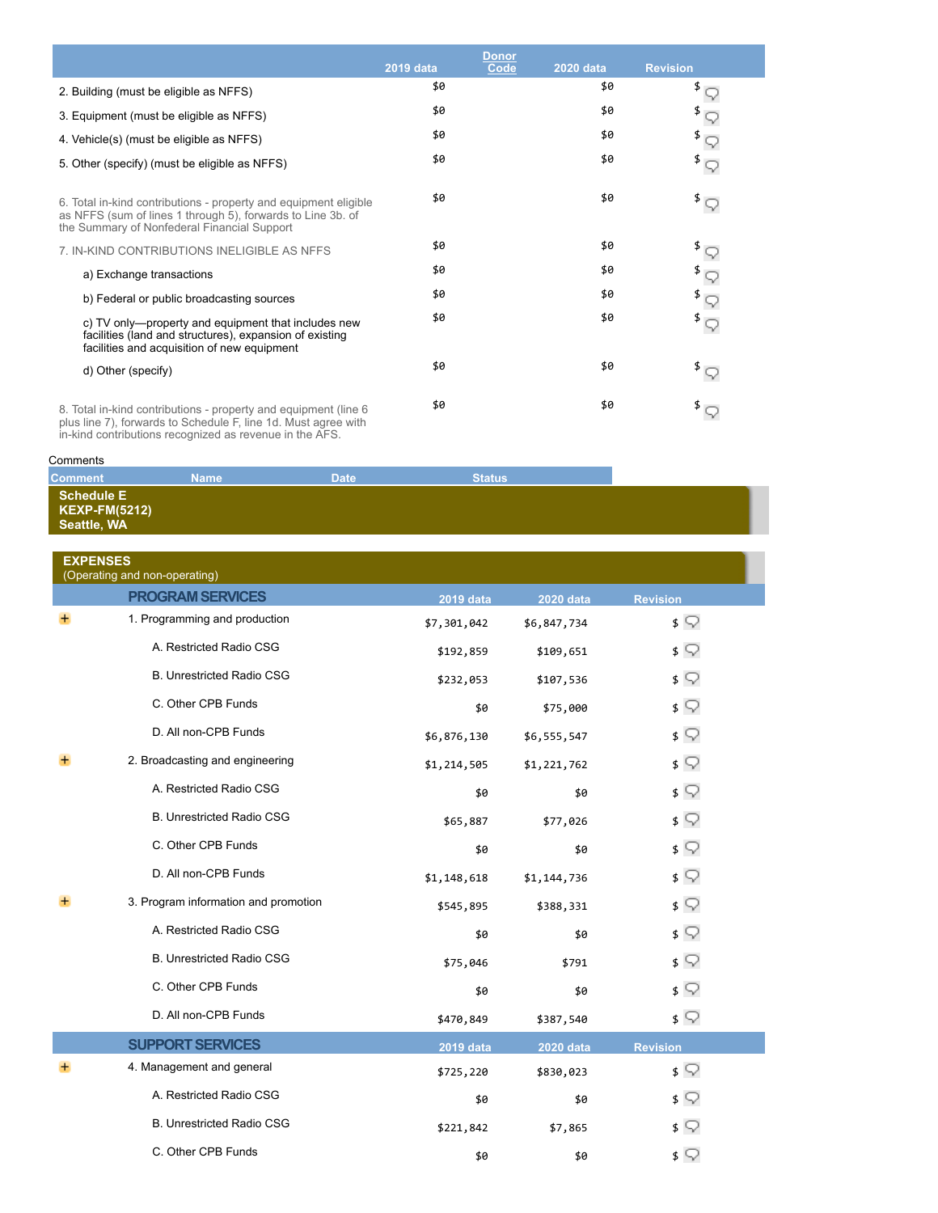| | 2019 data | Donor Code | 2020 data | Revision |
|---|---|---|---|---|
| 2. Building (must be eligible as NFFS) | $0 | | $0 | $ |
| 3. Equipment (must be eligible as NFFS) | $0 | | $0 | $ |
| 4. Vehicle(s) (must be eligible as NFFS) | $0 | | $0 | $ |
| 5. Other (specify) (must be eligible as NFFS) | $0 | | $0 | $ |
| 6. Total in-kind contributions - property and equipment eligible as NFFS (sum of lines 1 through 5), forwards to Line 3b. of the Summary of Nonfederal Financial Support | $0 | | $0 | $ |
| 7. IN-KIND CONTRIBUTIONS INELIGIBLE AS NFFS | $0 | | $0 | $ |
| a) Exchange transactions | $0 | | $0 | $ |
| b) Federal or public broadcasting sources | $0 | | $0 | $ |
| c) TV only—property and equipment that includes new facilities (land and structures), expansion of existing facilities and acquisition of new equipment | $0 | | $0 | $ |
| d) Other (specify) | $0 | | $0 | $ |
| 8. Total in-kind contributions - property and equipment (line 6 plus line 7), forwards to Schedule F, line 1d. Must agree with in-kind contributions recognized as revenue in the AFS. | $0 | | $0 | $ |

Comments

| Comment | Name | Date | Status |
|---|---|---|---|

**Schedule E**
**KEXP-FM(5212)**
**Seattle, WA**

**EXPENSES**
(Operating and non-operating)

| PROGRAM SERVICES | 2019 data | 2020 data | Revision |
|---|---|---|---|
| 1. Programming and production | $7,301,042 | $6,847,734 | $ |
| A. Restricted Radio CSG | $192,859 | $109,651 | $ |
| B. Unrestricted Radio CSG | $232,053 | $107,536 | $ |
| C. Other CPB Funds | $0 | $75,000 | $ |
| D. All non-CPB Funds | $6,876,130 | $6,555,547 | $ |
| 2. Broadcasting and engineering | $1,214,505 | $1,221,762 | $ |
| A. Restricted Radio CSG | $0 | $0 | $ |
| B. Unrestricted Radio CSG | $65,887 | $77,026 | $ |
| C. Other CPB Funds | $0 | $0 | $ |
| D. All non-CPB Funds | $1,148,618 | $1,144,736 | $ |
| 3. Program information and promotion | $545,895 | $388,331 | $ |
| A. Restricted Radio CSG | $0 | $0 | $ |
| B. Unrestricted Radio CSG | $75,046 | $791 | $ |
| C. Other CPB Funds | $0 | $0 | $ |
| D. All non-CPB Funds | $470,849 | $387,540 | $ |

| SUPPORT SERVICES | 2019 data | 2020 data | Revision |
|---|---|---|---|
| 4. Management and general | $725,220 | $830,023 | $ |
| A. Restricted Radio CSG | $0 | $0 | $ |
| B. Unrestricted Radio CSG | $221,842 | $7,865 | $ |
| C. Other CPB Funds | $0 | $0 | $ |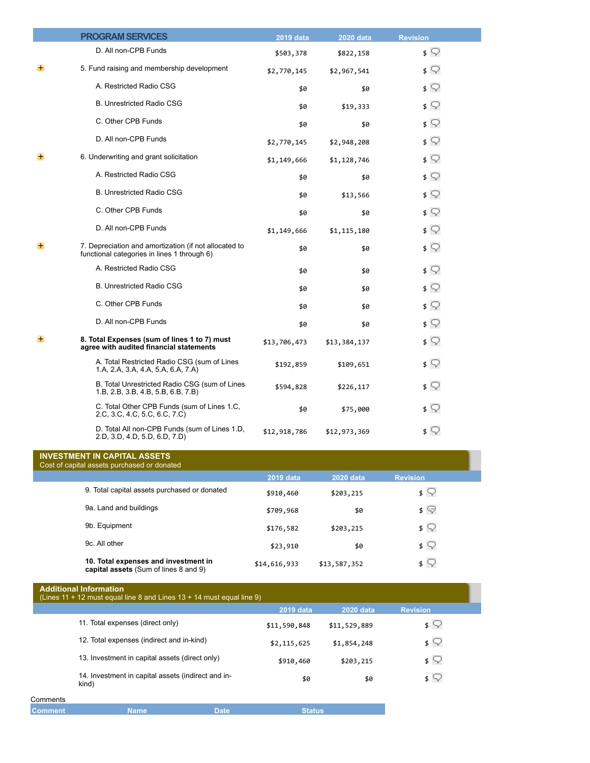| PROGRAM SERVICES | 2019 data | 2020 data | Revision |
|---|---|---|---|
| D. All non-CPB Funds | $503,378 | $822,158 | $ |
| 5. Fund raising and membership development | $2,770,145 | $2,967,541 | $ |
| A. Restricted Radio CSG | $0 | $0 | $ |
| B. Unrestricted Radio CSG | $0 | $19,333 | $ |
| C. Other CPB Funds | $0 | $0 | $ |
| D. All non-CPB Funds | $2,770,145 | $2,948,208 | $ |
| 6. Underwriting and grant solicitation | $1,149,666 | $1,128,746 | $ |
| A. Restricted Radio CSG | $0 | $0 | $ |
| B. Unrestricted Radio CSG | $0 | $13,566 | $ |
| C. Other CPB Funds | $0 | $0 | $ |
| D. All non-CPB Funds | $1,149,666 | $1,115,180 | $ |
| 7. Depreciation and amortization (if not allocated to functional categories in lines 1 through 6) | $0 | $0 | $ |
| A. Restricted Radio CSG | $0 | $0 | $ |
| B. Unrestricted Radio CSG | $0 | $0 | $ |
| C. Other CPB Funds | $0 | $0 | $ |
| D. All non-CPB Funds | $0 | $0 | $ |
| **8. Total Expenses (sum of lines 1 to 7) must agree with audited financial statements** | $13,706,473 | $13,384,137 | $ |
| A. Total Restricted Radio CSG (sum of Lines 1.A, 2.A, 3.A, 4.A, 5.A, 6.A, 7.A) | $192,859 | $109,651 | $ |
| B. Total Unrestricted Radio CSG (sum of Lines 1.B, 2.B, 3.B, 4.B, 5.B, 6.B, 7.B) | $594,828 | $226,117 | $ |
| C. Total Other CPB Funds (sum of Lines 1.C, 2.C, 3.C, 4.C, 5.C, 6.C, 7.C) | $0 | $75,000 | $ |
| D. Total All non-CPB Funds (sum of Lines 1.D, 2.D, 3.D, 4.D, 5.D, 6.D, 7.D) | $12,918,786 | $12,973,369 | $ |

## INVESTMENT IN CAPITAL ASSETS

Cost of capital assets purchased or donated

| | 2019 data | 2020 data | Revision |
|---|---|---|---|
| 9. Total capital assets purchased or donated | $910,460 | $203,215 | $ |
| 9a. Land and buildings | $709,968 | $0 | $ |
| 9b. Equipment | $176,582 | $203,215 | $ |
| 9c. All other | $23,910 | $0 | $ |
| **10. Total expenses and investment in capital assets** (Sum of lines 8 and 9) | $14,616,933 | $13,587,352 | $ |

## Additional Information

(Lines 11 + 12 must equal line 8 and Lines 13 + 14 must equal line 9)

| | 2019 data | 2020 data | Revision |
|---|---|---|---|
| 11. Total expenses (direct only) | $11,590,848 | $11,529,889 | $ |
| 12. Total expenses (indirect and in-kind) | $2,115,625 | $1,854,248 | $ |
| 13. Investment in capital assets (direct only) | $910,460 | $203,215 | $ |
| 14. Investment in capital assets (indirect and in-kind) | $0 | $0 | $ |

Comments

| Comment | Name | Date | Status |
|---|---|---|---|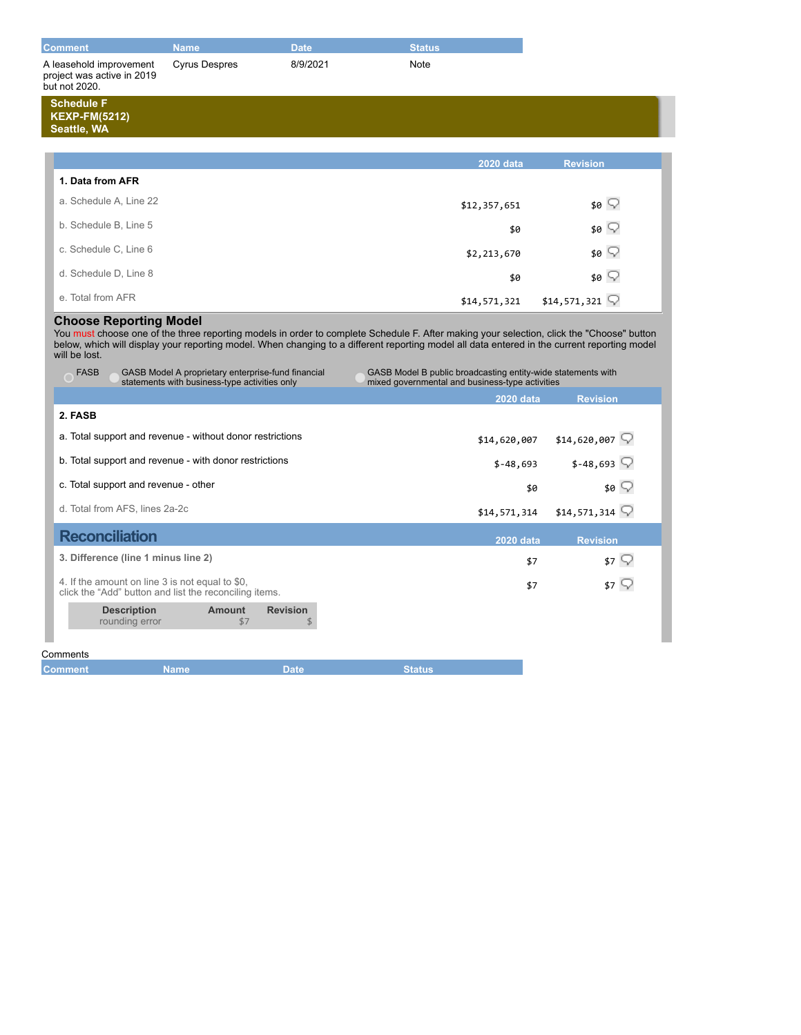| Comment | Name | Date | Status |
|---|---|---|---|
| A leasehold improvement project was active in 2019 but not 2020. | Cyrus Despres | 8/9/2021 | Note |

## Schedule F
**KEXP-FM(5212)**
**Seattle, WA**

| | 2020 data | Revision |
|---|---|---|
| **1. Data from AFR** | | |
| a. Schedule A, Line 22 | $12,357,651 | $0 |
| b. Schedule B, Line 5 | $0 | $0 |
| c. Schedule C, Line 6 | $2,213,670 | $0 |
| d. Schedule D, Line 8 | $0 | $0 |
| e. Total from AFR | $14,571,321 | $14,571,321 |

### Choose Reporting Model

You must choose one of the three reporting models in order to complete Schedule F. After making your selection, click the "Choose" button below, which will display your reporting model. When changing to a different reporting model all data entered in the current reporting model will be lost.

- FASB
- GASB Model A proprietary enterprise-fund financial statements with business-type activities only
- GASB Model B public broadcasting entity-wide statements with mixed governmental and business-type activities

| | 2020 data | Revision |
|---|---|---|
| **2. FASB** | | |
| a. Total support and revenue - without donor restrictions | $14,620,007 | $14,620,007 |
| b. Total support and revenue - with donor restrictions | $-48,693 | $-48,693 |
| c. Total support and revenue - other | $0 | $0 |
| d. Total from AFS, lines 2a-2c | $14,571,314 | $14,571,314 |

## Reconciliation

| | 2020 data | Revision |
|---|---|---|
| **3. Difference (line 1 minus line 2)** | $7 | $7 |
| 4. If the amount on line 3 is not equal to $0, click the "Add" button and list the reconciling items. | $7 | $7 |

| Description | Amount | Revision |
|---|---|---|
| rounding error | $7 | $ |

Comments

| Comment | Name | Date | Status |
|---|---|---|---|